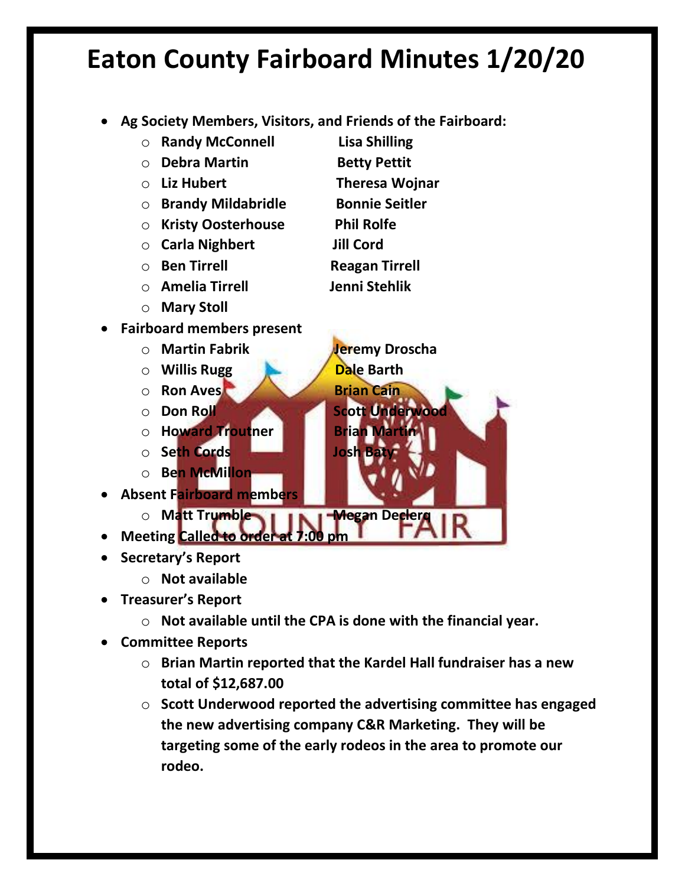# Eaton County Fairboard Minutes 1/20/20

- **Ag Society Members, Visitors, and Friends of the Fairboard:**
  - **Randy McConnell**
  - **Lisa Shilling**
  - **Debra Martin**
  - **Betty Pettit**
  - **Liz Hubert**
  - **Theresa Wojnar**
  - **Brandy Mildabridle**
  - **Bonnie Seitler**
  - **Kristy Oosterhouse**
  - **Phil Rolfe**
  - **Carla Nighbert**
  - **Jill Cord**
  - **Ben Tirrell**
  - **Reagan Tirrell**
  - **Amelia Tirrell**
  - **Jenni Stehlik**
  - **Mary Stoll**
- **Fairboard members present**
  - **Martin Fabrik**
  - **Jeremy Droscha**
  - **Willis Rugg**
  - **Dale Barth**
  - **Ron Aves**
  - **Brian Cain**
  - **Don Roll**
  - **Scott Underwood**
  - **Howard Troutner**
  - **Brian Martin**
  - **Seth Cords**
  - **Josh Baty**
  - **Ben McMillon**
- **Absent Fairboard members**
  - **Matt Trumble**
  - **Megan Declerq**
- **Meeting Called to order at 7:00 pm**
- **Secretary's Report**
  - **Not available**
- **Treasurer's Report**
  - **Not available until the CPA is done with the financial year.**
- **Committee Reports**
  - **Brian Martin reported that the Kardel Hall fundraiser has a new total of $12,687.00**
  - **Scott Underwood reported the advertising committee has engaged the new advertising company C&R Marketing. They will be targeting some of the early rodeos in the area to promote our rodeo.**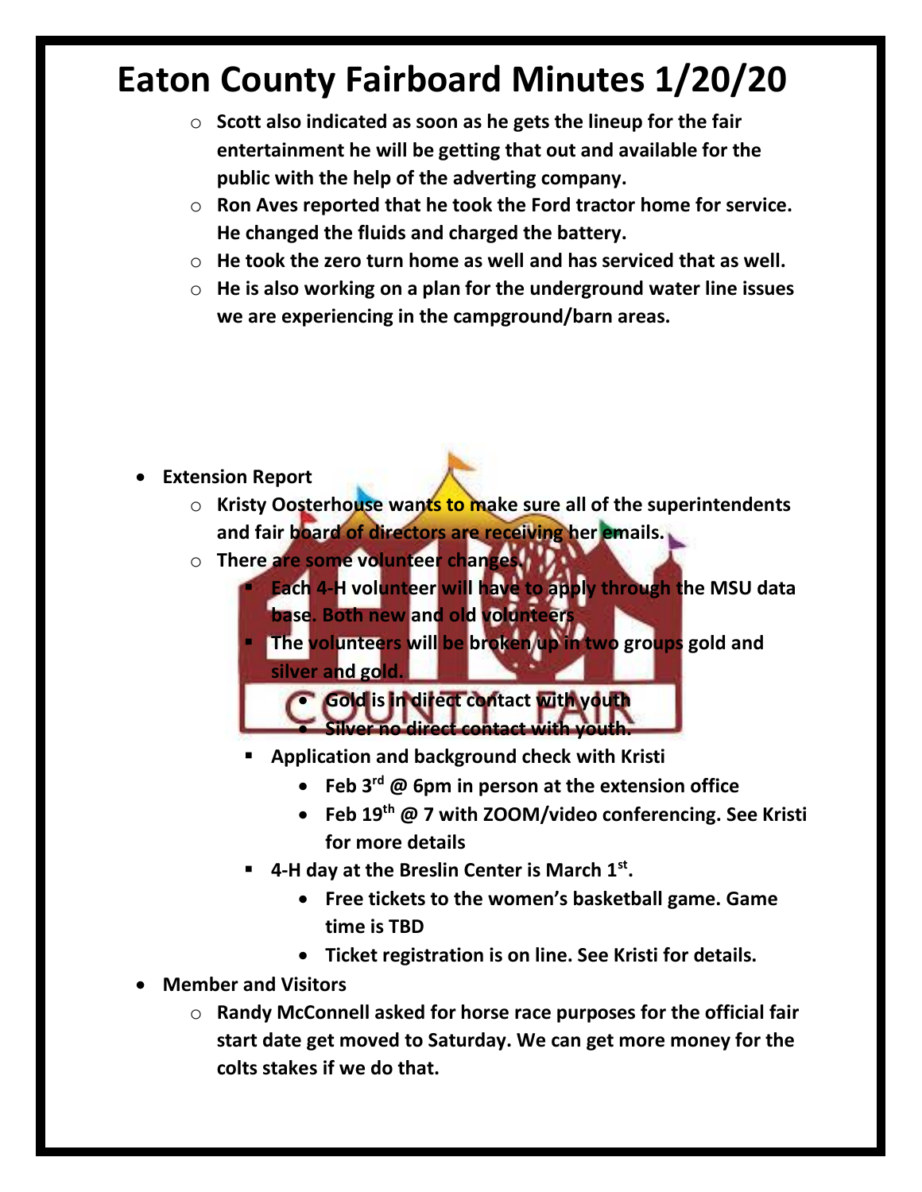# Eaton County Fairboard Minutes 1/20/20

- Scott also indicated as soon as he gets the lineup for the fair entertainment he will be getting that out and available for the public with the help of the adverting company.
- Ron Aves reported that he took the Ford tractor home for service. He changed the fluids and charged the battery.
- He took the zero turn home as well and has serviced that as well.
- He is also working on a plan for the underground water line issues we are experiencing in the campground/barn areas.

- **Extension Report**
  - Kristy Oosterhouse wants to make sure all of the superintendents and fair board of directors are receiving her emails.
  - There are some volunteer changes.
    - Each 4-H volunteer will have to apply through the MSU data base. Both new and old volunteers
    - The volunteers will be broken up in two groups gold and silver and gold.
      - Gold is in direct contact with youth
      - Silver no direct contact with youth.
    - Application and background check with Kristi
      - Feb 3rd @ 6pm in person at the extension office
      - Feb 19th @ 7 with ZOOM/video conferencing. See Kristi for more details
    - 4-H day at the Breslin Center is March 1st.
      - Free tickets to the women's basketball game. Game time is TBD
      - Ticket registration is on line. See Kristi for details.
- **Member and Visitors**
  - Randy McConnell asked for horse race purposes for the official fair start date get moved to Saturday. We can get more money for the colts stakes if we do that.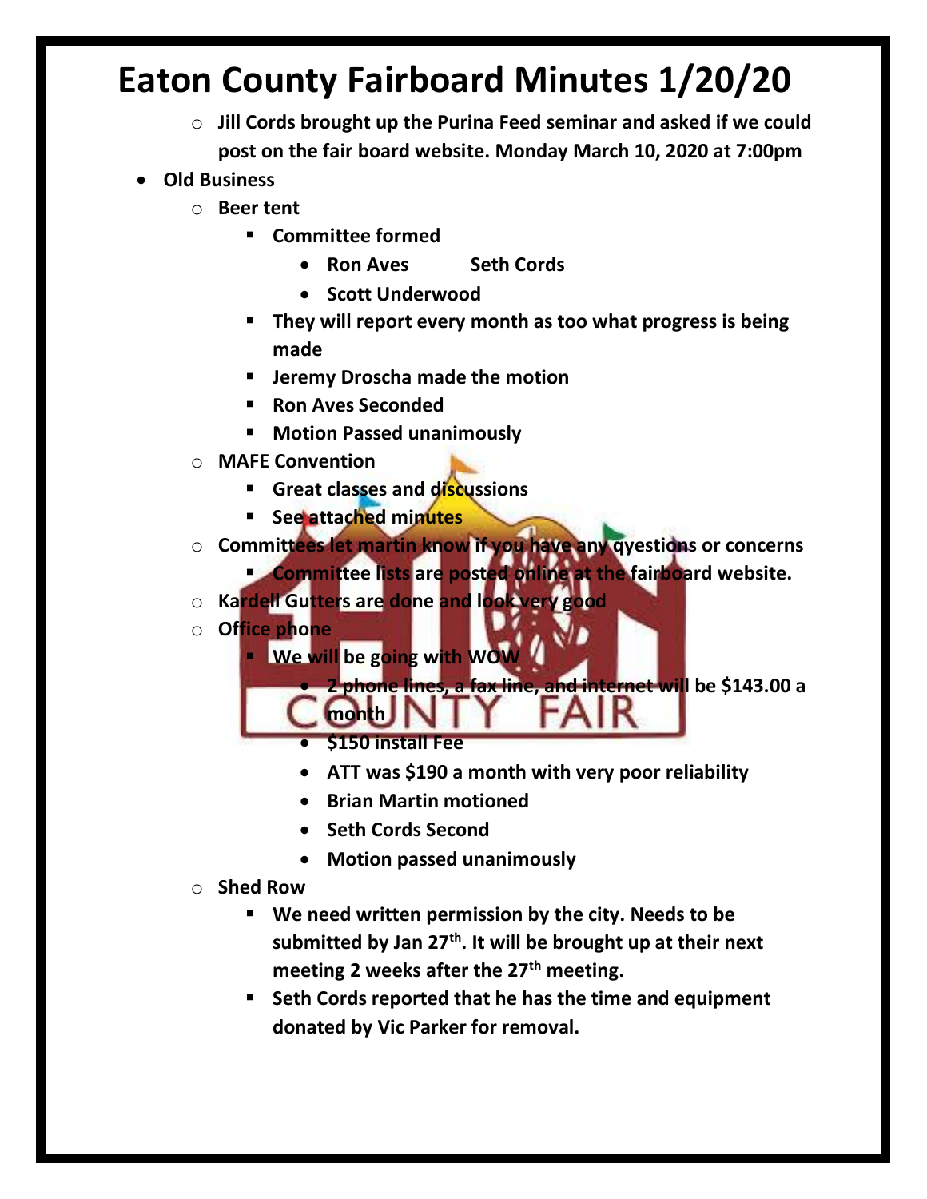# Eaton County Fairboard Minutes 1/20/20

- Jill Cords brought up the Purina Feed seminar and asked if we could post on the fair board website. Monday March 10, 2020 at 7:00pm

- **Old Business**
  - Beer tent
    - Committee formed
      - Ron Aves Seth Cords
      - Scott Underwood
    - They will report every month as too what progress is being made
    - Jeremy Droscha made the motion
    - Ron Aves Seconded
    - Motion Passed unanimously
  - MAFE Convention
    - Great classes and discussions
    - See attached minutes
  - Committees let martin know if you have any qyestions or concerns
    - Committee lists are posted online at the fairboard website.
  - Kardell Gutters are done and look very good
  - Office phone
    - We will be going with WOW
      - 2 phone lines, a fax line, and internet will be $143.00 a month
      - $150 install Fee
      - ATT was $190 a month with very poor reliability
      - Brian Martin motioned
      - Seth Cords Second
      - Motion passed unanimously
  - Shed Row
    - We need written permission by the city. Needs to be submitted by Jan 27th. It will be brought up at their next meeting 2 weeks after the 27th meeting.
    - Seth Cords reported that he has the time and equipment donated by Vic Parker for removal.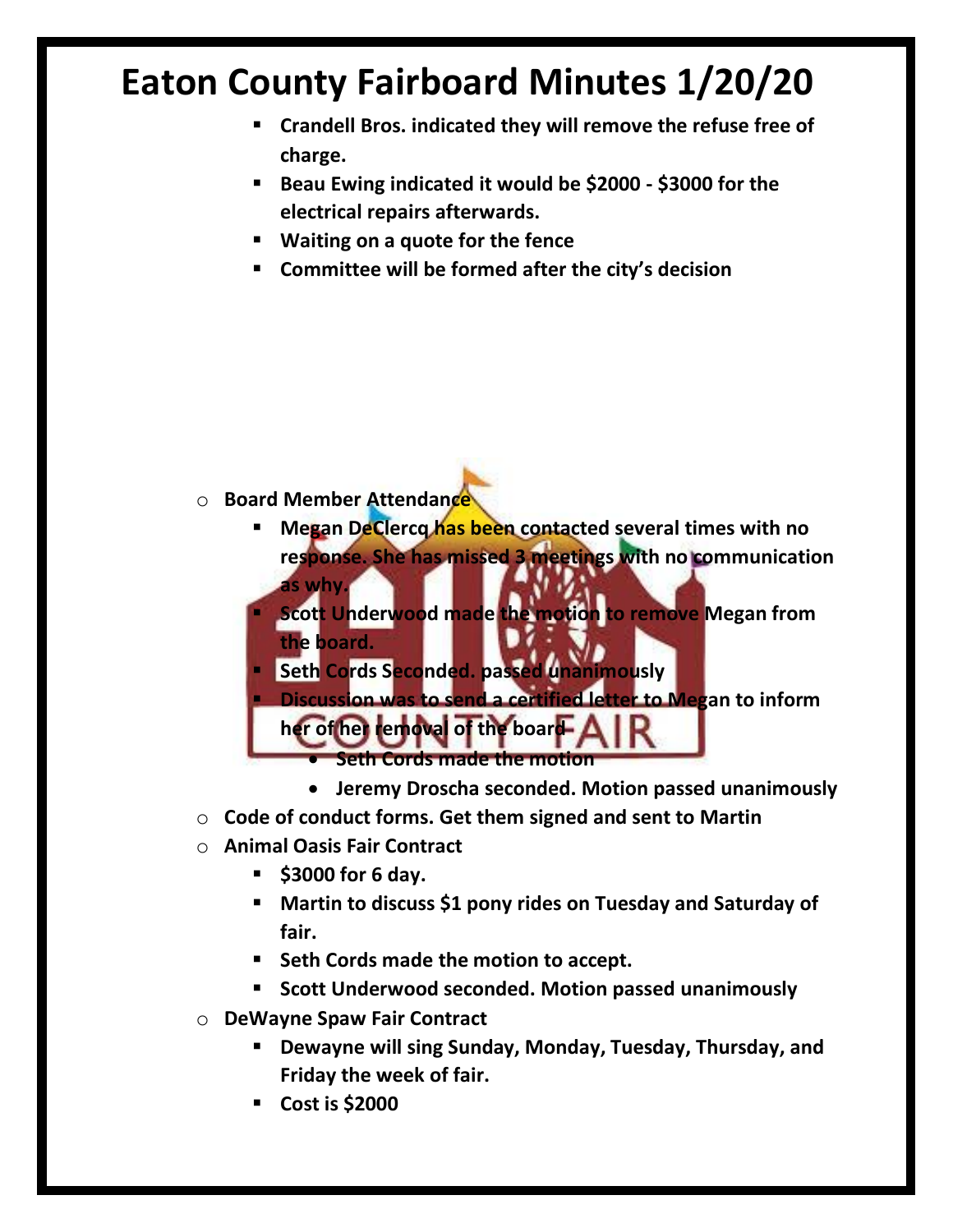# Eaton County Fairboard Minutes 1/20/20

        - Crandell Bros. indicated they will remove the refuse free of charge.
        - Beau Ewing indicated it would be $2000 - $3000 for the electrical repairs afterwards.
        - Waiting on a quote for the fence
        - Committee will be formed after the city's decision

- **Board Member Attendance**
    - **Megan DeClercq has been contacted several times with no response. She has missed 3 meetings with no communication as why.**
    - **Scott Underwood made the motion to remove Megan from the board.**
    - **Seth Cords Seconded. passed unanimously**
    - **Discussion was to send a certified letter to Megan to inform her of her removal of the board**
        - **Seth Cords made the motion**
        - **Jeremy Droscha seconded. Motion passed unanimously**
- **Code of conduct forms. Get them signed and sent to Martin**
- **Animal Oasis Fair Contract**
    - **$3000 for 6 day.**
    - **Martin to discuss $1 pony rides on Tuesday and Saturday of fair.**
    - **Seth Cords made the motion to accept.**
    - **Scott Underwood seconded. Motion passed unanimously**
- **DeWayne Spaw Fair Contract**
    - **Dewayne will sing Sunday, Monday, Tuesday, Thursday, and Friday the week of fair.**
    - **Cost is $2000**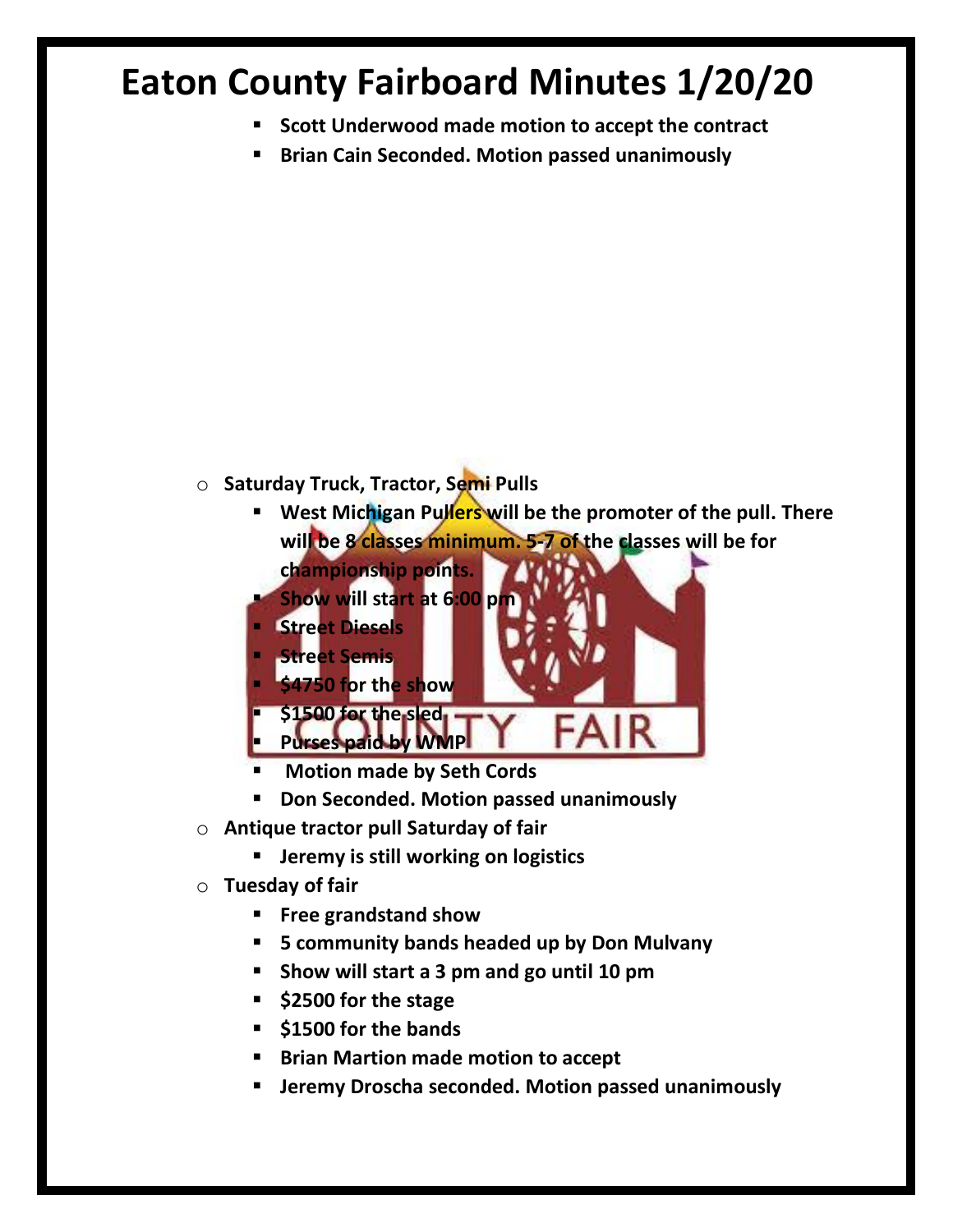# Eaton County Fairboard Minutes 1/20/20

- Scott Underwood made motion to accept the contract
- Brian Cain Seconded. Motion passed unanimously

- Saturday Truck, Tractor, Semi Pulls
  - West Michigan Pullers will be the promoter of the pull. There will be 8 classes minimum. 5-7 of the classes will be for championship points.
  - Show will start at 6:00 pm
  - Street Diesels
  - Street Semis
  - $4750 for the show
  - $1500 for the sled
  - Purses paid by WMP
  - Motion made by Seth Cords
  - Don Seconded. Motion passed unanimously
- Antique tractor pull Saturday of fair
  - Jeremy is still working on logistics
- Tuesday of fair
  - Free grandstand show
  - 5 community bands headed up by Don Mulvany
  - Show will start a 3 pm and go until 10 pm
  - $2500 for the stage
  - $1500 for the bands
  - Brian Martion made motion to accept
  - Jeremy Droscha seconded. Motion passed unanimously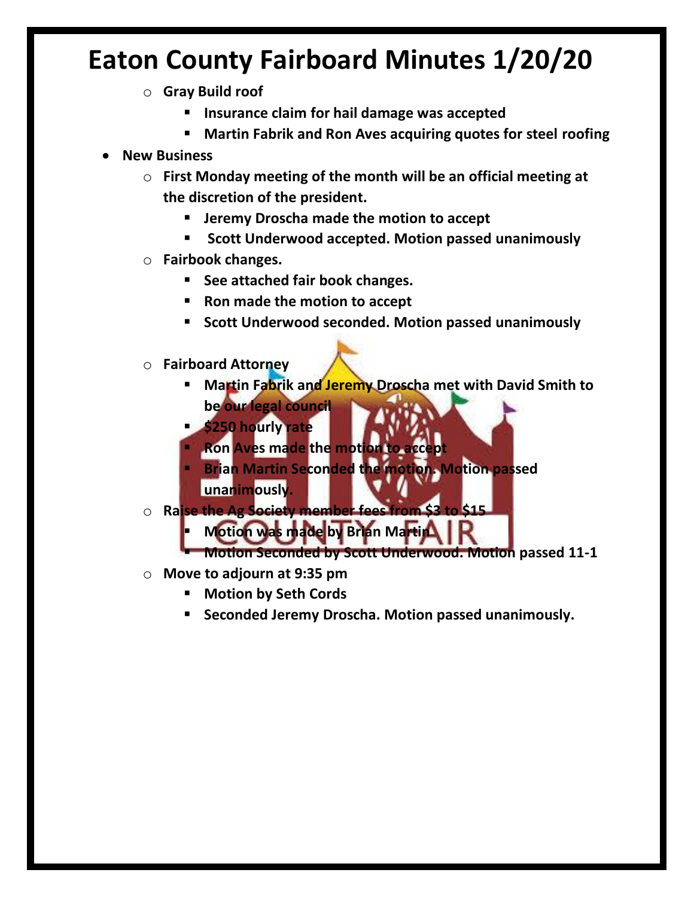# Eaton County Fairboard Minutes 1/20/20

- Gray Build roof
  - Insurance claim for hail damage was accepted
  - Martin Fabrik and Ron Aves acquiring quotes for steel roofing
- New Business
  - First Monday meeting of the month will be an official meeting at the discretion of the president.
    - Jeremy Droscha made the motion to accept
    - Scott Underwood accepted. Motion passed unanimously
  - Fairbook changes.
    - See attached fair book changes.
    - Ron made the motion to accept
    - Scott Underwood seconded. Motion passed unanimously
  - Fairboard Attorney
    - Martin Fabrik and Jeremy Droscha met with David Smith to be our legal council
    - $250 hourly rate
    - Ron Aves made the motion to accept
    - Brian Martin Seconded the motion. Motion passed unanimously.
  - Raise the Ag Society member fees from $3 to $15
    - Motion was made by Brian Martin
    - Motion Seconded by Scott Underwood. Motion passed 11-1
  - Move to adjourn at 9:35 pm
    - Motion by Seth Cords
    - Seconded Jeremy Droscha. Motion passed unanimously.